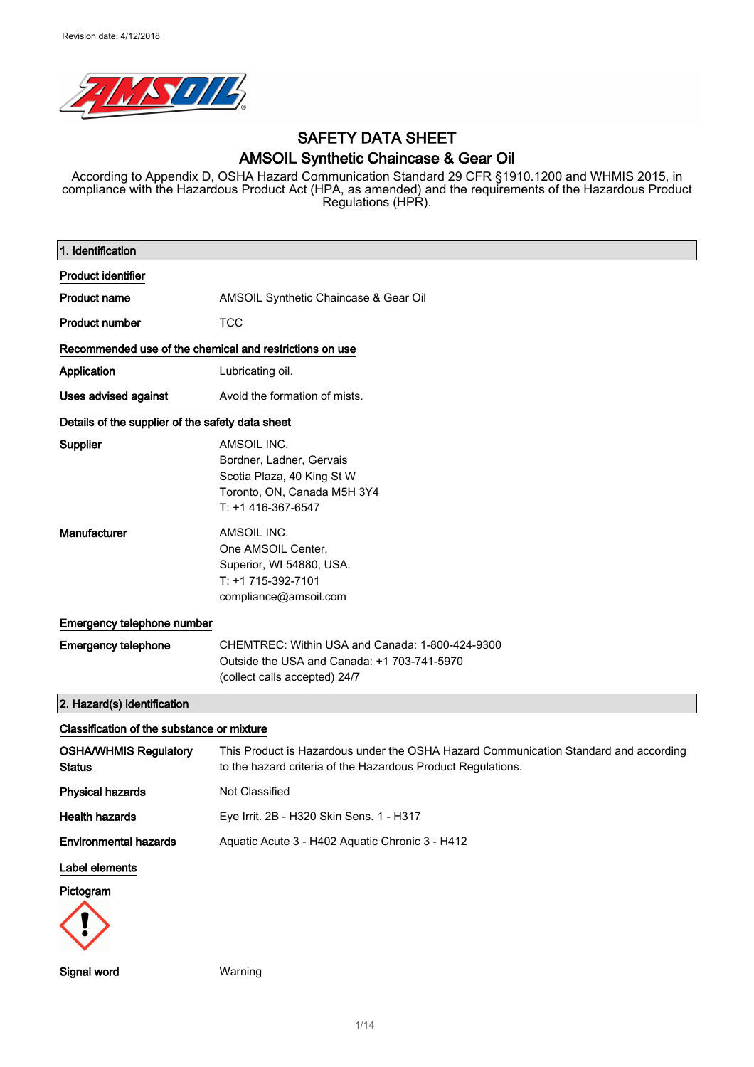Revision date: 4/12/2018

# SAFETY DATA SHEET

# AMSOIL Synthetic Chaincase & Gear Oil

According to Appendix D, OSHA Hazard Communication Standard 29 CFR §1910.1200 and WHMIS 2015, in compliance with the Hazardous Product Act (HPA, as amended) and the requirements of the Hazardous Product Regulations (HPR).

## 1. Identification

**Product identifier**

| | |
|---|---|
| **Product name** | AMSOIL Synthetic Chaincase & Gear Oil |
| **Product number** | TCC |

**Recommended use of the chemical and restrictions on use**

| | |
|---|---|
| **Application** | Lubricating oil. |
| **Uses advised against** | Avoid the formation of mists. |

**Details of the supplier of the safety data sheet**

| | |
|---|---|
| **Supplier** | AMSOIL INC.<br>Bordner, Ladner, Gervais<br>Scotia Plaza, 40 King St W<br>Toronto, ON, Canada M5H 3Y4<br>T: +1 416-367-6547 |
| **Manufacturer** | AMSOIL INC.<br>One AMSOIL Center,<br>Superior, WI 54880, USA.<br>T: +1 715-392-7101<br>compliance@amsoil.com |

**Emergency telephone number**

| | |
|---|---|
| **Emergency telephone** | CHEMTREC: Within USA and Canada: 1-800-424-9300<br>Outside the USA and Canada: +1 703-741-5970<br>(collect calls accepted) 24/7 |

## 2. Hazard(s) identification

**Classification of the substance or mixture**

| | |
|---|---|
| **OSHA/WHMIS Regulatory Status** | This Product is Hazardous under the OSHA Hazard Communication Standard and according to the hazard criteria of the Hazardous Product Regulations. |
| **Physical hazards** | Not Classified |
| **Health hazards** | Eye Irrit. 2B - H320 Skin Sens. 1 - H317 |
| **Environmental hazards** | Aquatic Acute 3 - H402 Aquatic Chronic 3 - H412 |

**Label elements**

**Pictogram**

**Signal word** Warning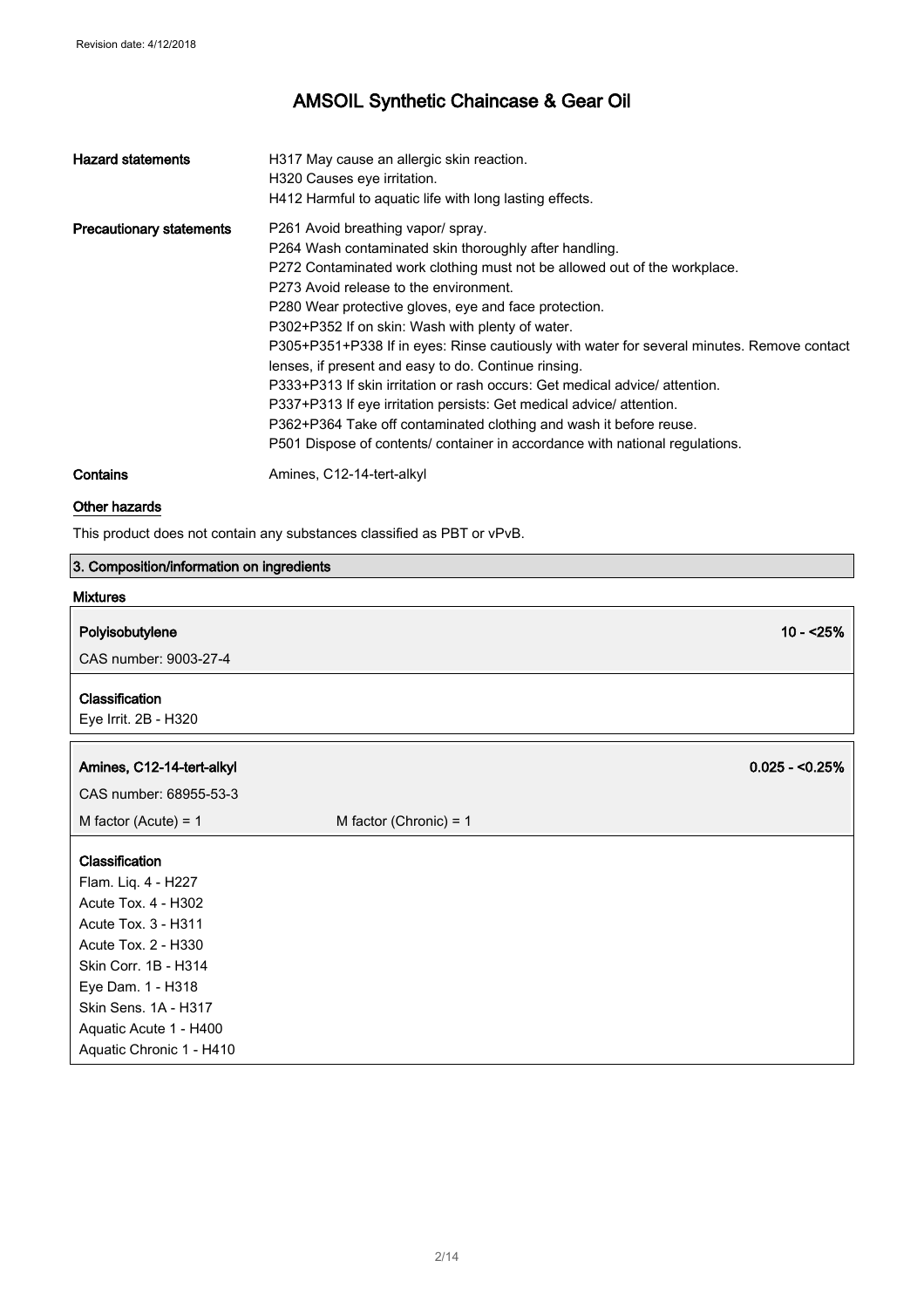**Hazard statements**

H317 May cause an allergic skin reaction.
H320 Causes eye irritation.
H412 Harmful to aquatic life with long lasting effects.

**Precautionary statements**

P261 Avoid breathing vapor/ spray.
P264 Wash contaminated skin thoroughly after handling.
P272 Contaminated work clothing must not be allowed out of the workplace.
P273 Avoid release to the environment.
P280 Wear protective gloves, eye and face protection.
P302+P352 If on skin: Wash with plenty of water.
P305+P351+P338 If in eyes: Rinse cautiously with water for several minutes. Remove contact lenses, if present and easy to do. Continue rinsing.
P333+P313 If skin irritation or rash occurs: Get medical advice/ attention.
P337+P313 If eye irritation persists: Get medical advice/ attention.
P362+P364 Take off contaminated clothing and wash it before reuse.
P501 Dispose of contents/ container in accordance with national regulations.

**Contains**

Amines, C12-14-tert-alkyl

**Other hazards**

This product does not contain any substances classified as PBT or vPvB.

## 3. Composition/information on ingredients

**Mixtures**

**Polyisobutylene** 10 - <25%

CAS number: 9003-27-4

**Classification**

Eye Irrit. 2B - H320

**Amines, C12-14-tert-alkyl** 0.025 - <0.25%

CAS number: 68955-53-3

M factor (Acute) = 1 M factor (Chronic) = 1

**Classification**

Flam. Liq. 4 - H227
Acute Tox. 4 - H302
Acute Tox. 3 - H311
Acute Tox. 2 - H330
Skin Corr. 1B - H314
Eye Dam. 1 - H318
Skin Sens. 1A - H317
Aquatic Acute 1 - H400
Aquatic Chronic 1 - H410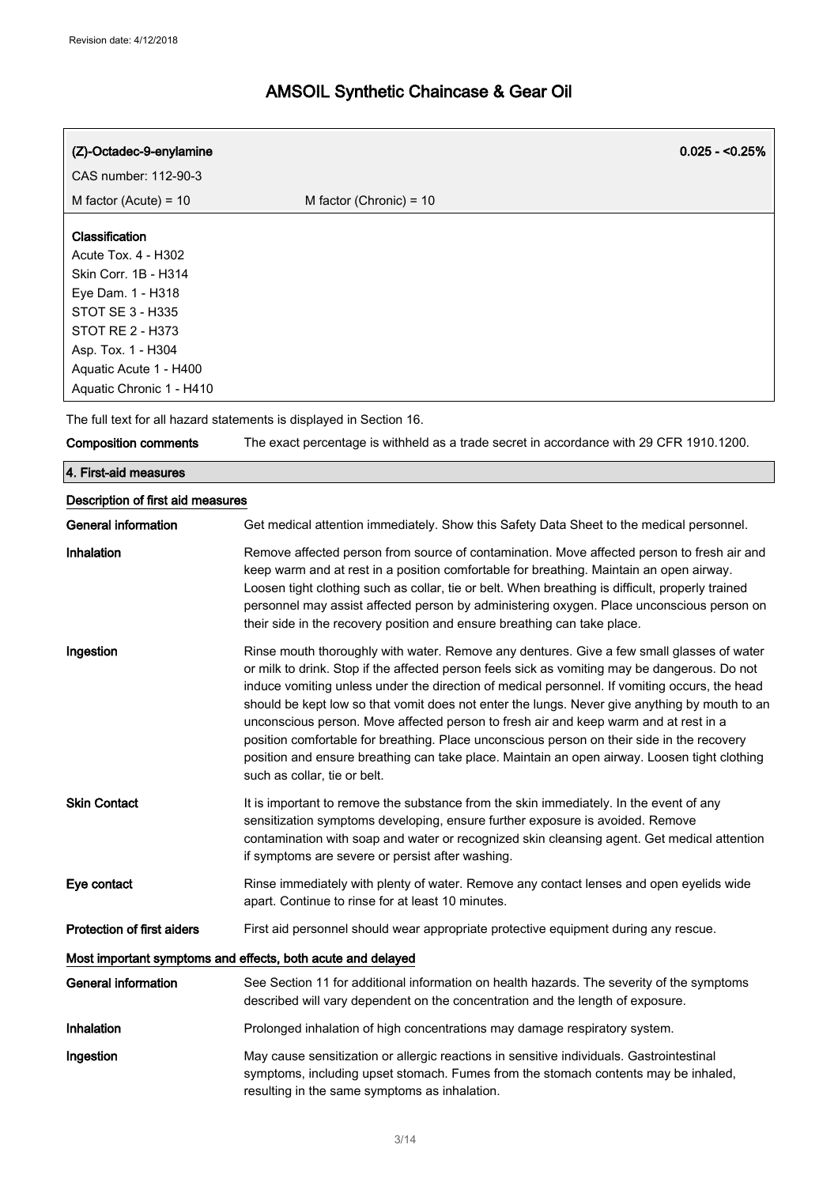| (Z)-Octadec-9-enylamine | | 0.025 - <0.25% |
|---|---|---|
| CAS number: 112-90-3 | | |
| M factor (Acute) = 10 | M factor (Chronic) = 10 | |

**Classification**
Acute Tox. 4 - H302
Skin Corr. 1B - H314
Eye Dam. 1 - H318
STOT SE 3 - H335
STOT RE 2 - H373
Asp. Tox. 1 - H304
Aquatic Acute 1 - H400
Aquatic Chronic 1 - H410

The full text for all hazard statements is displayed in Section 16.

**Composition comments** The exact percentage is withheld as a trade secret in accordance with 29 CFR 1910.1200.

## 4. First-aid measures

### Description of first aid measures

**General information** Get medical attention immediately. Show this Safety Data Sheet to the medical personnel.

**Inhalation** Remove affected person from source of contamination. Move affected person to fresh air and keep warm and at rest in a position comfortable for breathing. Maintain an open airway. Loosen tight clothing such as collar, tie or belt. When breathing is difficult, properly trained personnel may assist affected person by administering oxygen. Place unconscious person on their side in the recovery position and ensure breathing can take place.

**Ingestion** Rinse mouth thoroughly with water. Remove any dentures. Give a few small glasses of water or milk to drink. Stop if the affected person feels sick as vomiting may be dangerous. Do not induce vomiting unless under the direction of medical personnel. If vomiting occurs, the head should be kept low so that vomit does not enter the lungs. Never give anything by mouth to an unconscious person. Move affected person to fresh air and keep warm and at rest in a position comfortable for breathing. Place unconscious person on their side in the recovery position and ensure breathing can take place. Maintain an open airway. Loosen tight clothing such as collar, tie or belt.

**Skin Contact** It is important to remove the substance from the skin immediately. In the event of any sensitization symptoms developing, ensure further exposure is avoided. Remove contamination with soap and water or recognized skin cleansing agent. Get medical attention if symptoms are severe or persist after washing.

**Eye contact** Rinse immediately with plenty of water. Remove any contact lenses and open eyelids wide apart. Continue to rinse for at least 10 minutes.

**Protection of first aiders** First aid personnel should wear appropriate protective equipment during any rescue.

### Most important symptoms and effects, both acute and delayed

**General information** See Section 11 for additional information on health hazards. The severity of the symptoms described will vary dependent on the concentration and the length of exposure.

**Inhalation** Prolonged inhalation of high concentrations may damage respiratory system.

**Ingestion** May cause sensitization or allergic reactions in sensitive individuals. Gastrointestinal symptoms, including upset stomach. Fumes from the stomach contents may be inhaled, resulting in the same symptoms as inhalation.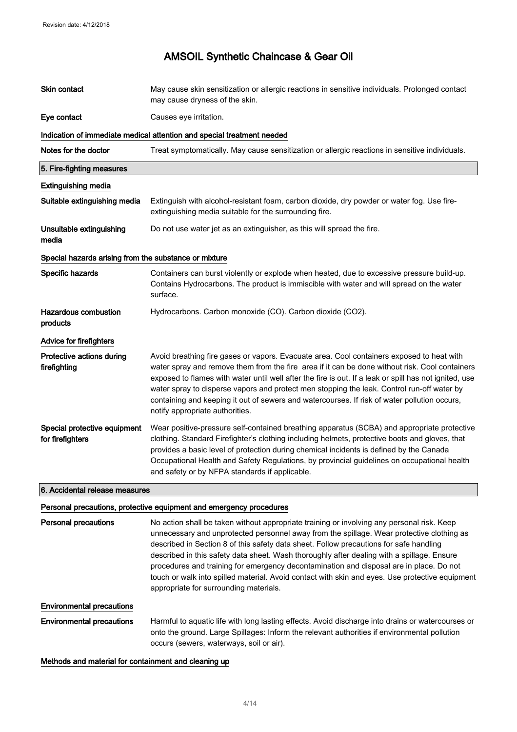| | |
|---|---|
| **Skin contact** | May cause skin sensitization or allergic reactions in sensitive individuals. Prolonged contact may cause dryness of the skin. |
| **Eye contact** | Causes eye irritation. |

**Indication of immediate medical attention and special treatment needed**

| | |
|---|---|
| **Notes for the doctor** | Treat symptomatically. May cause sensitization or allergic reactions in sensitive individuals. |

## 5. Fire-fighting measures

**Extinguishing media**

| | |
|---|---|
| **Suitable extinguishing media** | Extinguish with alcohol-resistant foam, carbon dioxide, dry powder or water fog. Use fire-extinguishing media suitable for the surrounding fire. |
| **Unsuitable extinguishing media** | Do not use water jet as an extinguisher, as this will spread the fire. |

**Special hazards arising from the substance or mixture**

| | |
|---|---|
| **Specific hazards** | Containers can burst violently or explode when heated, due to excessive pressure build-up. Contains Hydrocarbons. The product is immiscible with water and will spread on the water surface. |
| **Hazardous combustion products** | Hydrocarbons. Carbon monoxide (CO). Carbon dioxide ($CO_2$). |

**Advice for firefighters**

| | |
|---|---|
| **Protective actions during firefighting** | Avoid breathing fire gases or vapors. Evacuate area. Cool containers exposed to heat with water spray and remove them from the fire area if it can be done without risk. Cool containers exposed to flames with water until well after the fire is out. If a leak or spill has not ignited, use water spray to disperse vapors and protect men stopping the leak. Control run-off water by containing and keeping it out of sewers and watercourses. If risk of water pollution occurs, notify appropriate authorities. |
| **Special protective equipment for firefighters** | Wear positive-pressure self-contained breathing apparatus (SCBA) and appropriate protective clothing. Standard Firefighter's clothing including helmets, protective boots and gloves, that provides a basic level of protection during chemical incidents is defined by the Canada Occupational Health and Safety Regulations, by provincial guidelines on occupational health and safety or by NFPA standards if applicable. |

## 6. Accidental release measures

**Personal precautions, protective equipment and emergency procedures**

| | |
|---|---|
| **Personal precautions** | No action shall be taken without appropriate training or involving any personal risk. Keep unnecessary and unprotected personnel away from the spillage. Wear protective clothing as described in Section 8 of this safety data sheet. Follow precautions for safe handling described in this safety data sheet. Wash thoroughly after dealing with a spillage. Ensure procedures and training for emergency decontamination and disposal are in place. Do not touch or walk into spilled material. Avoid contact with skin and eyes. Use protective equipment appropriate for surrounding materials. |

**Environmental precautions**

| | |
|---|---|
| **Environmental precautions** | Harmful to aquatic life with long lasting effects. Avoid discharge into drains or watercourses or onto the ground. Large Spillages: Inform the relevant authorities if environmental pollution occurs (sewers, waterways, soil or air). |

**Methods and material for containment and cleaning up**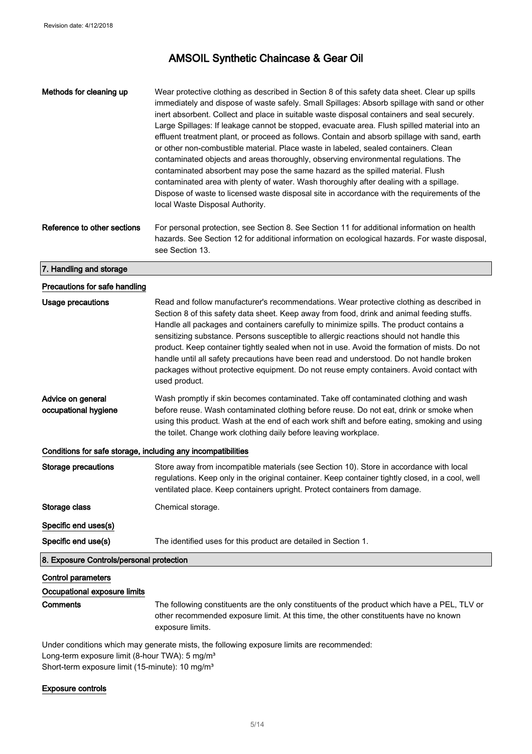**Methods for cleaning up** Wear protective clothing as described in Section 8 of this safety data sheet. Clear up spills immediately and dispose of waste safely. Small Spillages: Absorb spillage with sand or other inert absorbent. Collect and place in suitable waste disposal containers and seal securely. Large Spillages: If leakage cannot be stopped, evacuate area. Flush spilled material into an effluent treatment plant, or proceed as follows. Contain and absorb spillage with sand, earth or other non-combustible material. Place waste in labeled, sealed containers. Clean contaminated objects and areas thoroughly, observing environmental regulations. The contaminated absorbent may pose the same hazard as the spilled material. Flush contaminated area with plenty of water. Wash thoroughly after dealing with a spillage. Dispose of waste to licensed waste disposal site in accordance with the requirements of the local Waste Disposal Authority.

**Reference to other sections** For personal protection, see Section 8. See Section 11 for additional information on health hazards. See Section 12 for additional information on ecological hazards. For waste disposal, see Section 13.

## 7. Handling and storage

### Precautions for safe handling

**Usage precautions** Read and follow manufacturer's recommendations. Wear protective clothing as described in Section 8 of this safety data sheet. Keep away from food, drink and animal feeding stuffs. Handle all packages and containers carefully to minimize spills. The product contains a sensitizing substance. Persons susceptible to allergic reactions should not handle this product. Keep container tightly sealed when not in use. Avoid the formation of mists. Do not handle until all safety precautions have been read and understood. Do not handle broken packages without protective equipment. Do not reuse empty containers. Avoid contact with used product.

**Advice on general occupational hygiene** Wash promptly if skin becomes contaminated. Take off contaminated clothing and wash before reuse. Wash contaminated clothing before reuse. Do not eat, drink or smoke when using this product. Wash at the end of each work shift and before eating, smoking and using the toilet. Change work clothing daily before leaving workplace.

### Conditions for safe storage, including any incompatibilities

**Storage precautions** Store away from incompatible materials (see Section 10). Store in accordance with local regulations. Keep only in the original container. Keep container tightly closed, in a cool, well ventilated place. Keep containers upright. Protect containers from damage.

**Storage class** Chemical storage.

### Specific end uses(s)

**Specific end use(s)** The identified uses for this product are detailed in Section 1.

## 8. Exposure Controls/personal protection

### Control parameters

### Occupational exposure limits

**Comments** The following constituents are the only constituents of the product which have a PEL, TLV or other recommended exposure limit. At this time, the other constituents have no known exposure limits.

Under conditions which may generate mists, the following exposure limits are recommended:
Long-term exposure limit (8-hour TWA): 5 mg/m³
Short-term exposure limit (15-minute): 10 mg/m³

### Exposure controls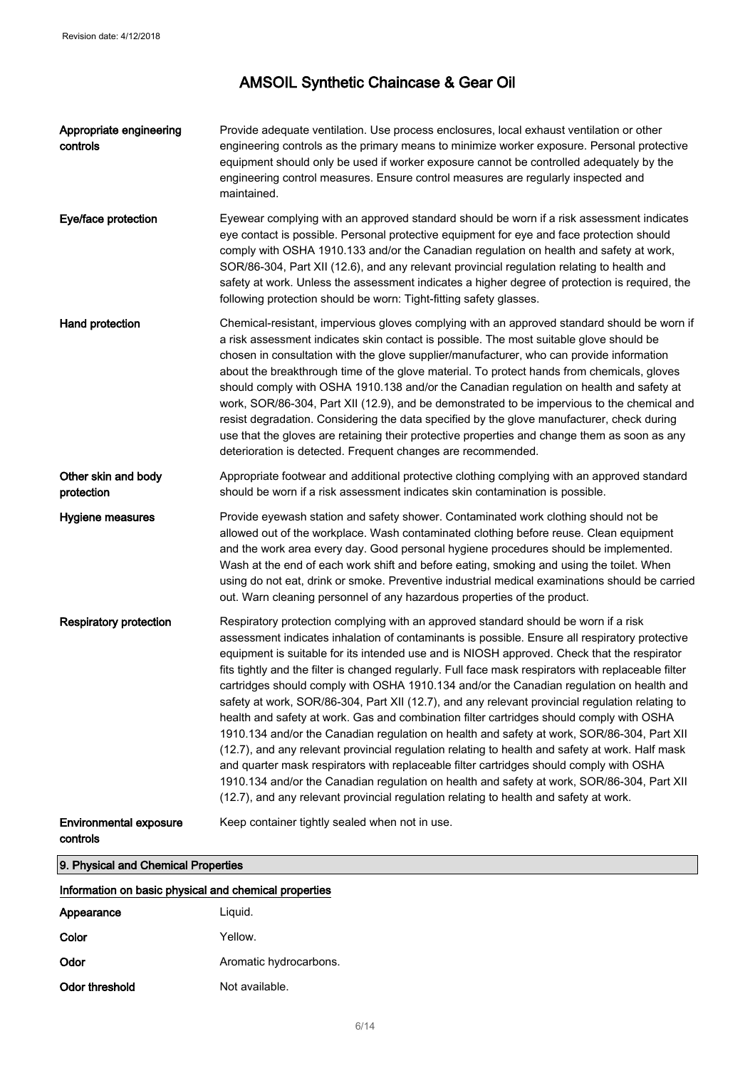**Appropriate engineering controls**

Provide adequate ventilation. Use process enclosures, local exhaust ventilation or other engineering controls as the primary means to minimize worker exposure. Personal protective equipment should only be used if worker exposure cannot be controlled adequately by the engineering control measures. Ensure control measures are regularly inspected and maintained.

**Eye/face protection**

Eyewear complying with an approved standard should be worn if a risk assessment indicates eye contact is possible. Personal protective equipment for eye and face protection should comply with OSHA 1910.133 and/or the Canadian regulation on health and safety at work, SOR/86-304, Part XII (12.6), and any relevant provincial regulation relating to health and safety at work. Unless the assessment indicates a higher degree of protection is required, the following protection should be worn: Tight-fitting safety glasses.

**Hand protection**

Chemical-resistant, impervious gloves complying with an approved standard should be worn if a risk assessment indicates skin contact is possible. The most suitable glove should be chosen in consultation with the glove supplier/manufacturer, who can provide information about the breakthrough time of the glove material. To protect hands from chemicals, gloves should comply with OSHA 1910.138 and/or the Canadian regulation on health and safety at work, SOR/86-304, Part XII (12.9), and be demonstrated to be impervious to the chemical and resist degradation. Considering the data specified by the glove manufacturer, check during use that the gloves are retaining their protective properties and change them as soon as any deterioration is detected. Frequent changes are recommended.

**Other skin and body protection**

Appropriate footwear and additional protective clothing complying with an approved standard should be worn if a risk assessment indicates skin contamination is possible.

**Hygiene measures**

Provide eyewash station and safety shower. Contaminated work clothing should not be allowed out of the workplace. Wash contaminated clothing before reuse. Clean equipment and the work area every day. Good personal hygiene procedures should be implemented. Wash at the end of each work shift and before eating, smoking and using the toilet. When using do not eat, drink or smoke. Preventive industrial medical examinations should be carried out. Warn cleaning personnel of any hazardous properties of the product.

**Respiratory protection**

Respiratory protection complying with an approved standard should be worn if a risk assessment indicates inhalation of contaminants is possible. Ensure all respiratory protective equipment is suitable for its intended use and is NIOSH approved. Check that the respirator fits tightly and the filter is changed regularly. Full face mask respirators with replaceable filter cartridges should comply with OSHA 1910.134 and/or the Canadian regulation on health and safety at work, SOR/86-304, Part XII (12.7), and any relevant provincial regulation relating to health and safety at work. Gas and combination filter cartridges should comply with OSHA 1910.134 and/or the Canadian regulation on health and safety at work, SOR/86-304, Part XII (12.7), and any relevant provincial regulation relating to health and safety at work. Half mask and quarter mask respirators with replaceable filter cartridges should comply with OSHA 1910.134 and/or the Canadian regulation on health and safety at work, SOR/86-304, Part XII (12.7), and any relevant provincial regulation relating to health and safety at work.

**Environmental exposure controls**

Keep container tightly sealed when not in use.

## 9. Physical and Chemical Properties

### Information on basic physical and chemical properties

| | |
|---|---|
| **Appearance** | Liquid. |
| **Color** | Yellow. |
| **Odor** | Aromatic hydrocarbons. |
| **Odor threshold** | Not available. |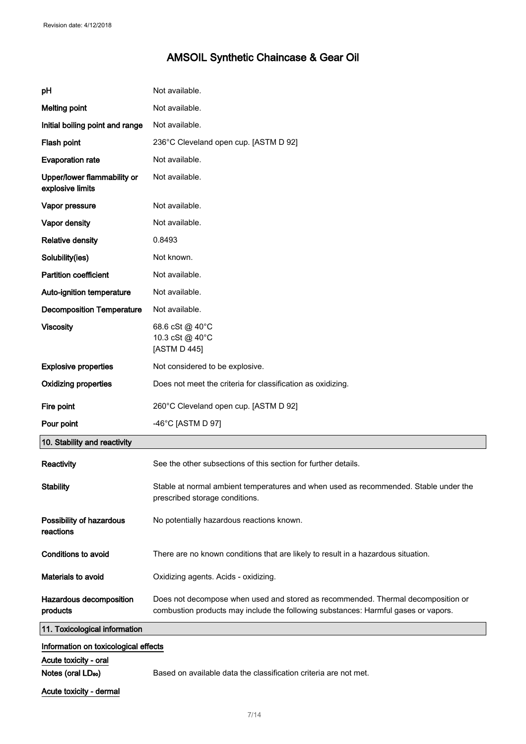| | |
|---|---|
| **pH** | Not available. |
| **Melting point** | Not available. |
| **Initial boiling point and range** | Not available. |
| **Flash point** | 236°C Cleveland open cup. [ASTM D 92] |
| **Evaporation rate** | Not available. |
| **Upper/lower flammability or explosive limits** | Not available. |
| **Vapor pressure** | Not available. |
| **Vapor density** | Not available. |
| **Relative density** | 0.8493 |
| **Solubility(ies)** | Not known. |
| **Partition coefficient** | Not available. |
| **Auto-ignition temperature** | Not available. |
| **Decomposition Temperature** | Not available. |
| **Viscosity** | 68.6 cSt @ 40°C<br>10.3 cSt @ 40°C<br>[ASTM D 445] |
| **Explosive properties** | Not considered to be explosive. |
| **Oxidizing properties** | Does not meet the criteria for classification as oxidizing. |
| **Fire point** | 260°C Cleveland open cup. [ASTM D 92] |
| **Pour point** | -46°C [ASTM D 97] |

## 10. Stability and reactivity

| | |
|---|---|
| **Reactivity** | See the other subsections of this section for further details. |
| **Stability** | Stable at normal ambient temperatures and when used as recommended. Stable under the prescribed storage conditions. |
| **Possibility of hazardous reactions** | No potentially hazardous reactions known. |
| **Conditions to avoid** | There are no known conditions that are likely to result in a hazardous situation. |
| **Materials to avoid** | Oxidizing agents. Acids - oxidizing. |
| **Hazardous decomposition products** | Does not decompose when used and stored as recommended. Thermal decomposition or combustion products may include the following substances: Harmful gases or vapors. |

## 11. Toxicological information

**Information on toxicological effects**

**Acute toxicity - oral**

**Notes (oral $LD_{50}$)** Based on available data the classification criteria are not met.

**Acute toxicity - dermal**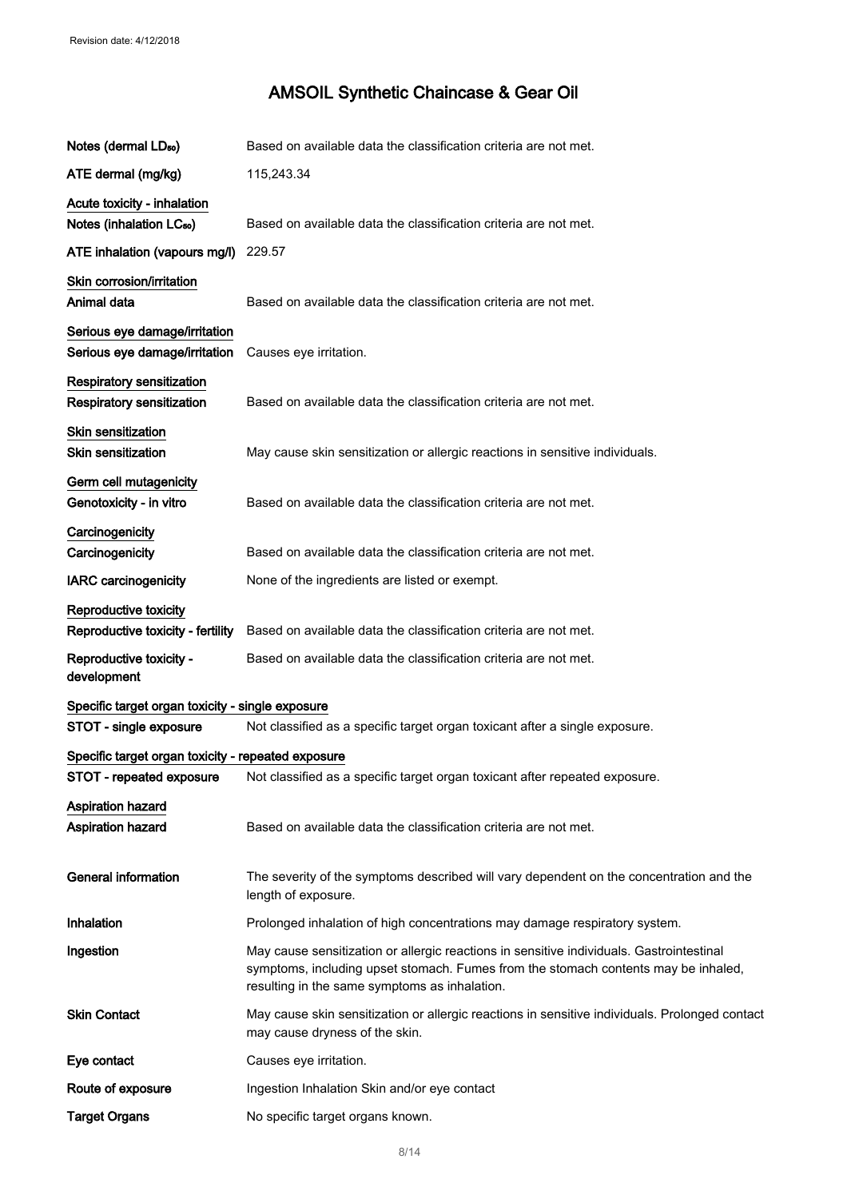| | |
|---|---|
| **Notes (dermal $LD_{50}$)** | Based on available data the classification criteria are not met. |
| **ATE dermal (mg/kg)** | 115,243.34 |

**Acute toxicity - inhalation**

| | |
|---|---|
| **Notes (inhalation $LC_{50}$)** | Based on available data the classification criteria are not met. |
| **ATE inhalation (vapours mg/l)** | 229.57 |

**Skin corrosion/irritation**

| | |
|---|---|
| **Animal data** | Based on available data the classification criteria are not met. |

**Serious eye damage/irritation**

| | |
|---|---|
| **Serious eye damage/irritation** | Causes eye irritation. |

**Respiratory sensitization**

| | |
|---|---|
| **Respiratory sensitization** | Based on available data the classification criteria are not met. |

**Skin sensitization**

| | |
|---|---|
| **Skin sensitization** | May cause skin sensitization or allergic reactions in sensitive individuals. |

**Germ cell mutagenicity**

| | |
|---|---|
| **Genotoxicity - in vitro** | Based on available data the classification criteria are not met. |

**Carcinogenicity**

| | |
|---|---|
| **Carcinogenicity** | Based on available data the classification criteria are not met. |
| **IARC carcinogenicity** | None of the ingredients are listed or exempt. |

**Reproductive toxicity**

| | |
|---|---|
| **Reproductive toxicity - fertility** | Based on available data the classification criteria are not met. |
| **Reproductive toxicity - development** | Based on available data the classification criteria are not met. |

**Specific target organ toxicity - single exposure**

| | |
|---|---|
| **STOT - single exposure** | Not classified as a specific target organ toxicant after a single exposure. |

**Specific target organ toxicity - repeated exposure**

| | |
|---|---|
| **STOT - repeated exposure** | Not classified as a specific target organ toxicant after repeated exposure. |

**Aspiration hazard**

| | |
|---|---|
| **Aspiration hazard** | Based on available data the classification criteria are not met. |

| | |
|---|---|
| **General information** | The severity of the symptoms described will vary dependent on the concentration and the length of exposure. |
| **Inhalation** | Prolonged inhalation of high concentrations may damage respiratory system. |
| **Ingestion** | May cause sensitization or allergic reactions in sensitive individuals. Gastrointestinal symptoms, including upset stomach. Fumes from the stomach contents may be inhaled, resulting in the same symptoms as inhalation. |
| **Skin Contact** | May cause skin sensitization or allergic reactions in sensitive individuals. Prolonged contact may cause dryness of the skin. |
| **Eye contact** | Causes eye irritation. |
| **Route of exposure** | Ingestion Inhalation Skin and/or eye contact |
| **Target Organs** | No specific target organs known. |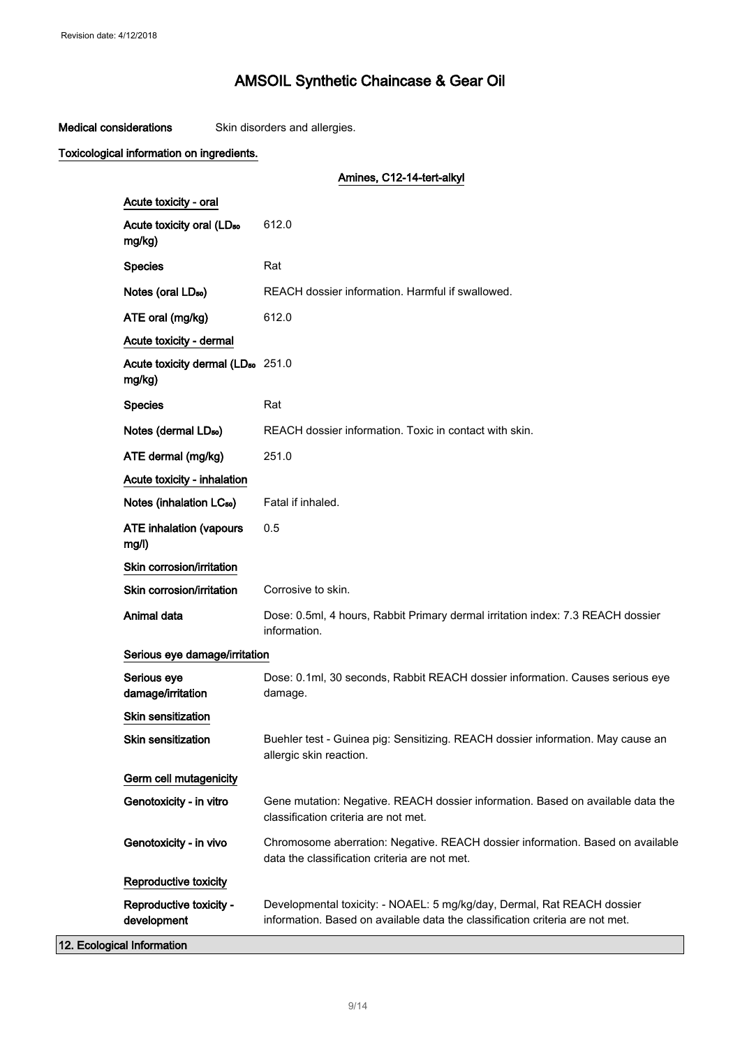**Medical considerations** Skin disorders and allergies.

**Toxicological information on ingredients.**

### Amines, C12-14-tert-alkyl

| | |
|---|---|
| **Acute toxicity - oral** | |
| **Acute toxicity oral ($LD_{50}$ mg/kg)** | 612.0 |
| **Species** | Rat |
| **Notes (oral $LD_{50}$)** | REACH dossier information. Harmful if swallowed. |
| **ATE oral (mg/kg)** | 612.0 |
| **Acute toxicity - dermal** | |
| **Acute toxicity dermal ($LD_{50}$ mg/kg)** | 251.0 |
| **Species** | Rat |
| **Notes (dermal $LD_{50}$)** | REACH dossier information. Toxic in contact with skin. |
| **ATE dermal (mg/kg)** | 251.0 |
| **Acute toxicity - inhalation** | |
| **Notes (inhalation $LC_{50}$)** | Fatal if inhaled. |
| **ATE inhalation (vapours mg/l)** | 0.5 |
| **Skin corrosion/irritation** | |
| **Skin corrosion/irritation** | Corrosive to skin. |
| **Animal data** | Dose: 0.5ml, 4 hours, Rabbit Primary dermal irritation index: 7.3 REACH dossier information. |
| **Serious eye damage/irritation** | |
| **Serious eye damage/irritation** | Dose: 0.1ml, 30 seconds, Rabbit REACH dossier information. Causes serious eye damage. |
| **Skin sensitization** | |
| **Skin sensitization** | Buehler test - Guinea pig: Sensitizing. REACH dossier information. May cause an allergic skin reaction. |
| **Germ cell mutagenicity** | |
| **Genotoxicity - in vitro** | Gene mutation: Negative. REACH dossier information. Based on available data the classification criteria are not met. |
| **Genotoxicity - in vivo** | Chromosome aberration: Negative. REACH dossier information. Based on available data the classification criteria are not met. |
| **Reproductive toxicity** | |
| **Reproductive toxicity - development** | Developmental toxicity: - NOAEL: 5 mg/kg/day, Dermal, Rat REACH dossier information. Based on available data the classification criteria are not met. |

## 12. Ecological Information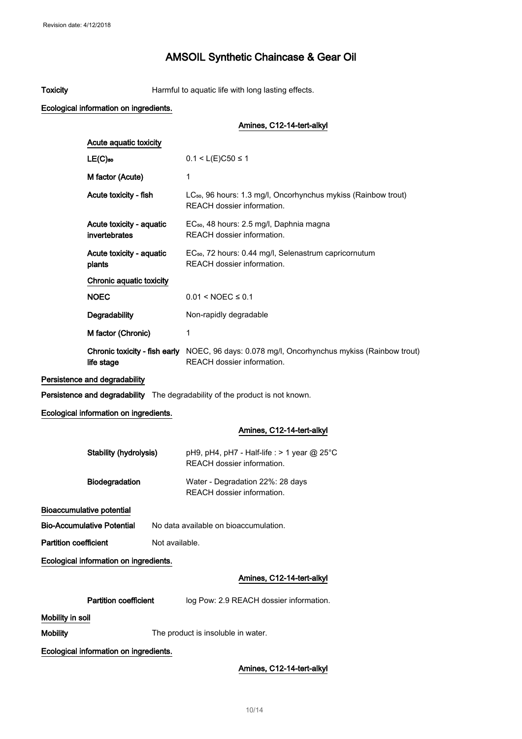# AMSOIL Synthetic Chaincase & Gear Oil

**Toxicity** Harmful to aquatic life with long lasting effects.

**Ecological information on ingredients.**

**Amines, C12-14-tert-alkyl**

**Acute aquatic toxicity**

| | |
|---|---|
| **$LE(C)_{50}$** | $0.1 < L(E)C50 \leq 1$ |
| **M factor (Acute)** | 1 |
| **Acute toxicity - fish** | $LC_{50}$, 96 hours: 1.3 mg/l, Oncorhynchus mykiss (Rainbow trout)<br>REACH dossier information. |
| **Acute toxicity - aquatic invertebrates** | $EC_{50}$, 48 hours: 2.5 mg/l, Daphnia magna<br>REACH dossier information. |
| **Acute toxicity - aquatic plants** | $EC_{50}$, 72 hours: 0.44 mg/l, Selenastrum capricornutum<br>REACH dossier information. |

**Chronic aquatic toxicity**

| | |
|---|---|
| **NOEC** | $0.01 < NOEC \leq 0.1$ |
| **Degradability** | Non-rapidly degradable |
| **M factor (Chronic)** | 1 |
| **Chronic toxicity - fish early life stage** | NOEC, 96 days: 0.078 mg/l, Oncorhynchus mykiss (Rainbow trout)<br>REACH dossier information. |

**Persistence and degradability**

**Persistence and degradability** The degradability of the product is not known.

**Ecological information on ingredients.**

**Amines, C12-14-tert-alkyl**

| | |
|---|---|
| **Stability (hydrolysis)** | pH9, pH4, pH7 - Half-life : > 1 year @ 25°C<br>REACH dossier information. |
| **Biodegradation** | Water - Degradation 22%: 28 days<br>REACH dossier information. |

**Bioaccumulative potential**

**Bio-Accumulative Potential** No data available on bioaccumulation.

**Partition coefficient** Not available.

**Ecological information on ingredients.**

**Amines, C12-14-tert-alkyl**

**Partition coefficient** log Pow: 2.9 REACH dossier information.

**Mobility in soil**

**Mobility** The product is insoluble in water.

**Ecological information on ingredients.**

**Amines, C12-14-tert-alkyl**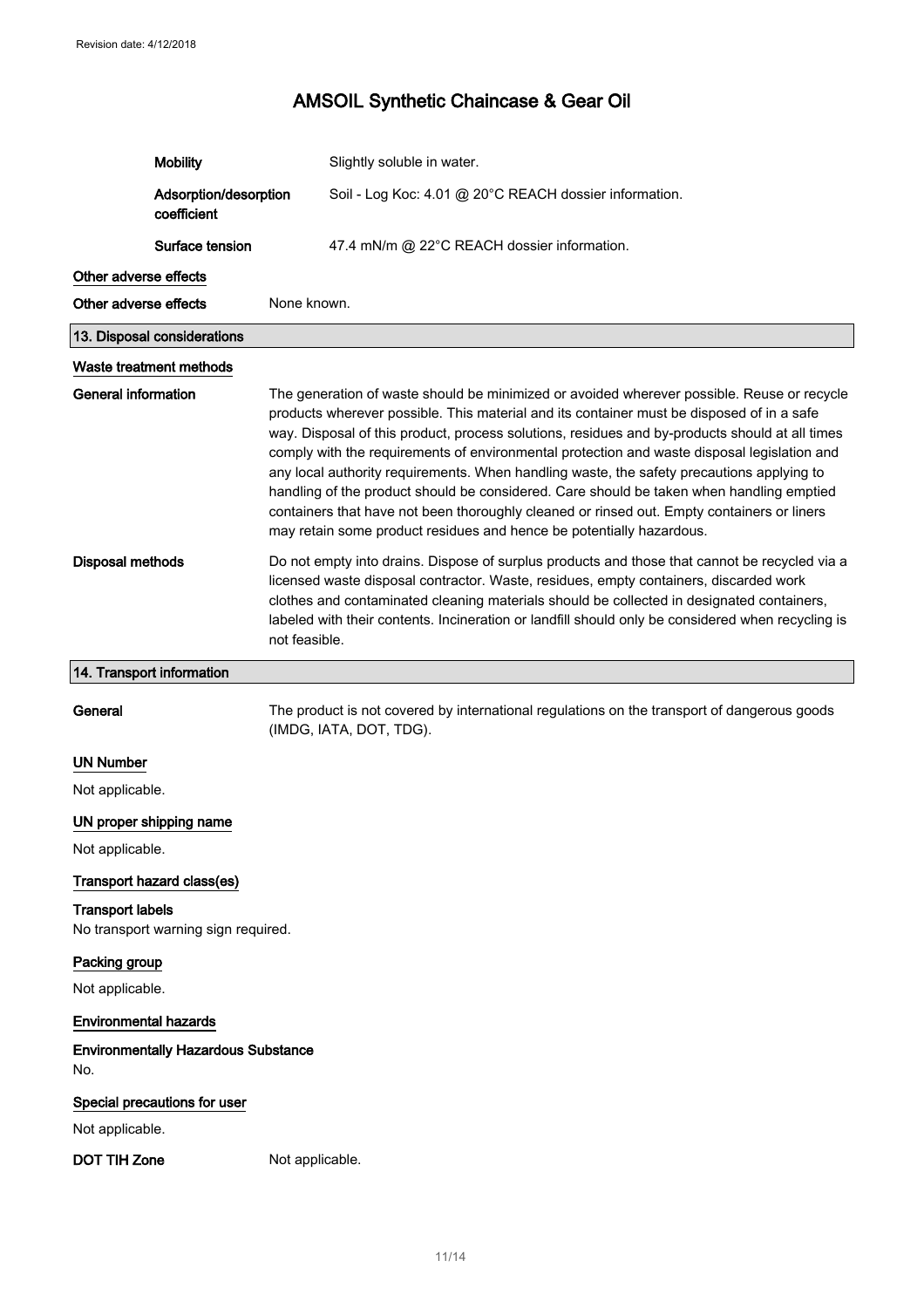| | |
|---|---|
| **Mobility** | Slightly soluble in water. |
| **Adsorption/desorption coefficient** | Soil - Log Koc: 4.01 @ 20°C REACH dossier information. |
| **Surface tension** | 47.4 mN/m @ 22°C REACH dossier information. |

### Other adverse effects

**Other adverse effects** None known.

## 13. Disposal considerations

### Waste treatment methods

**General information** The generation of waste should be minimized or avoided wherever possible. Reuse or recycle products wherever possible. This material and its container must be disposed of in a safe way. Disposal of this product, process solutions, residues and by-products should at all times comply with the requirements of environmental protection and waste disposal legislation and any local authority requirements. When handling waste, the safety precautions applying to handling of the product should be considered. Care should be taken when handling emptied containers that have not been thoroughly cleaned or rinsed out. Empty containers or liners may retain some product residues and hence be potentially hazardous.

**Disposal methods** Do not empty into drains. Dispose of surplus products and those that cannot be recycled via a licensed waste disposal contractor. Waste, residues, empty containers, discarded work clothes and contaminated cleaning materials should be collected in designated containers, labeled with their contents. Incineration or landfill should only be considered when recycling is not feasible.

## 14. Transport information

**General** The product is not covered by international regulations on the transport of dangerous goods (IMDG, IATA, DOT, TDG).

### UN Number

Not applicable.

### UN proper shipping name

Not applicable.

### Transport hazard class(es)

**Transport labels**
No transport warning sign required.

### Packing group

Not applicable.

### Environmental hazards

**Environmentally Hazardous Substance**
No.

### Special precautions for user

Not applicable.

**DOT TIH Zone** Not applicable.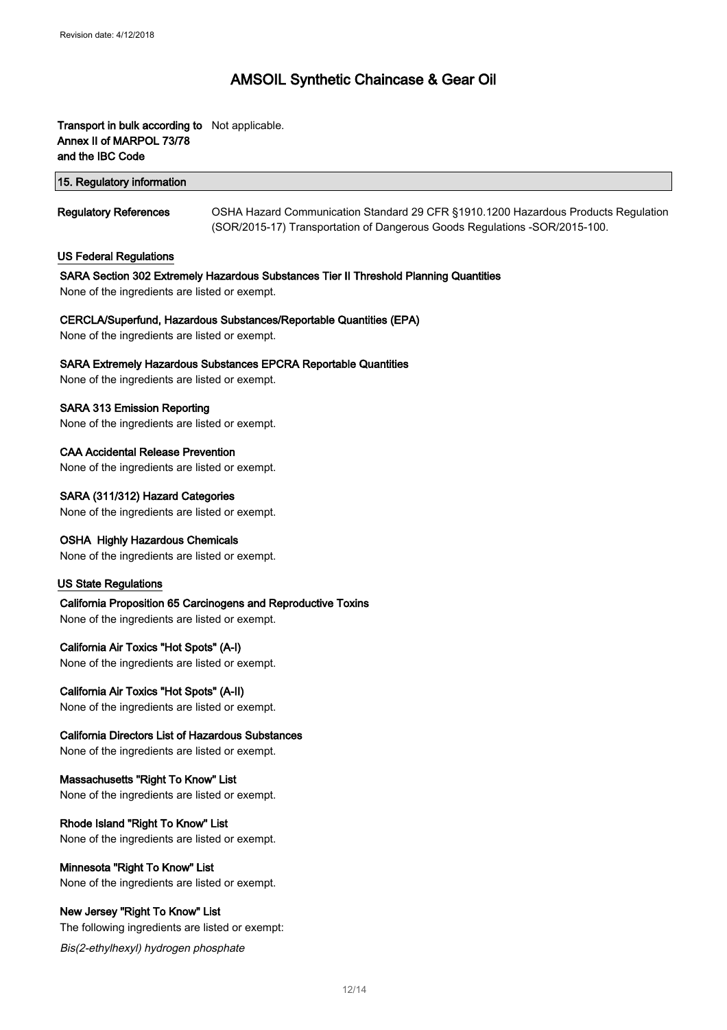| | |
|---|---|
| **Transport in bulk according to Annex II of MARPOL 73/78 and the IBC Code** | Not applicable. |

## 15. Regulatory information

| | |
|---|---|
| **Regulatory References** | OSHA Hazard Communication Standard 29 CFR §1910.1200 Hazardous Products Regulation (SOR/2015-17) Transportation of Dangerous Goods Regulations -SOR/2015-100. |

### US Federal Regulations

**SARA Section 302 Extremely Hazardous Substances Tier II Threshold Planning Quantities**

None of the ingredients are listed or exempt.

**CERCLA/Superfund, Hazardous Substances/Reportable Quantities (EPA)**

None of the ingredients are listed or exempt.

**SARA Extremely Hazardous Substances EPCRA Reportable Quantities**

None of the ingredients are listed or exempt.

**SARA 313 Emission Reporting**

None of the ingredients are listed or exempt.

**CAA Accidental Release Prevention**

None of the ingredients are listed or exempt.

**SARA (311/312) Hazard Categories**

None of the ingredients are listed or exempt.

**OSHA Highly Hazardous Chemicals**

None of the ingredients are listed or exempt.

### US State Regulations

**California Proposition 65 Carcinogens and Reproductive Toxins**

None of the ingredients are listed or exempt.

**California Air Toxics "Hot Spots" (A-I)**

None of the ingredients are listed or exempt.

**California Air Toxics "Hot Spots" (A-II)**

None of the ingredients are listed or exempt.

**California Directors List of Hazardous Substances**

None of the ingredients are listed or exempt.

**Massachusetts "Right To Know" List**

None of the ingredients are listed or exempt.

**Rhode Island "Right To Know" List**

None of the ingredients are listed or exempt.

**Minnesota "Right To Know" List**

None of the ingredients are listed or exempt.

**New Jersey "Right To Know" List**

The following ingredients are listed or exempt:

*Bis(2-ethylhexyl) hydrogen phosphate*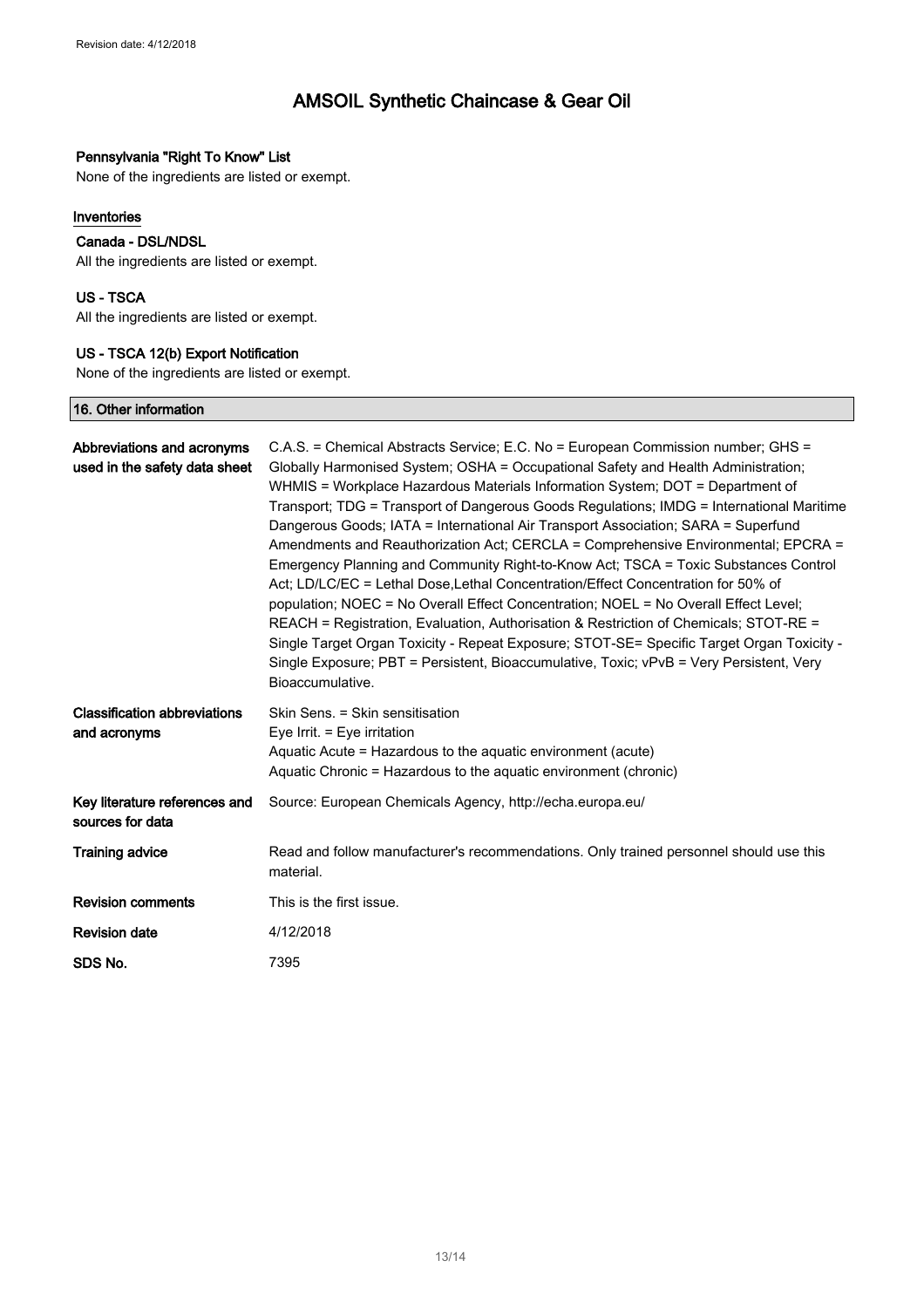#### Pennsylvania "Right To Know" List

None of the ingredients are listed or exempt.

#### Inventories

#### Canada - DSL/NDSL

All the ingredients are listed or exempt.

#### US - TSCA

All the ingredients are listed or exempt.

#### US - TSCA 12(b) Export Notification

None of the ingredients are listed or exempt.

## 16. Other information

| | |
|---|---|
| **Abbreviations and acronyms used in the safety data sheet** | C.A.S. = Chemical Abstracts Service; E.C. No = European Commission number; GHS = Globally Harmonised System; OSHA = Occupational Safety and Health Administration; WHMIS = Workplace Hazardous Materials Information System; DOT = Department of Transport; TDG = Transport of Dangerous Goods Regulations; IMDG = International Maritime Dangerous Goods; IATA = International Air Transport Association; SARA = Superfund Amendments and Reauthorization Act; CERCLA = Comprehensive Environmental; EPCRA = Emergency Planning and Community Right-to-Know Act; TSCA = Toxic Substances Control Act; LD/LC/EC = Lethal Dose,Lethal Concentration/Effect Concentration for 50% of population; NOEC = No Overall Effect Concentration; NOEL = No Overall Effect Level; REACH = Registration, Evaluation, Authorisation & Restriction of Chemicals; STOT-RE = Single Target Organ Toxicity - Repeat Exposure; STOT-SE= Specific Target Organ Toxicity - Single Exposure; PBT = Persistent, Bioaccumulative, Toxic; vPvB = Very Persistent, Very Bioaccumulative. |
| **Classification abbreviations and acronyms** | Skin Sens. = Skin sensitisation<br>Eye Irrit. = Eye irritation<br>Aquatic Acute = Hazardous to the aquatic environment (acute)<br>Aquatic Chronic = Hazardous to the aquatic environment (chronic) |
| **Key literature references and sources for data** | Source: European Chemicals Agency, http://echa.europa.eu/ |
| **Training advice** | Read and follow manufacturer's recommendations. Only trained personnel should use this material. |
| **Revision comments** | This is the first issue. |
| **Revision date** | 4/12/2018 |
| **SDS No.** | 7395 |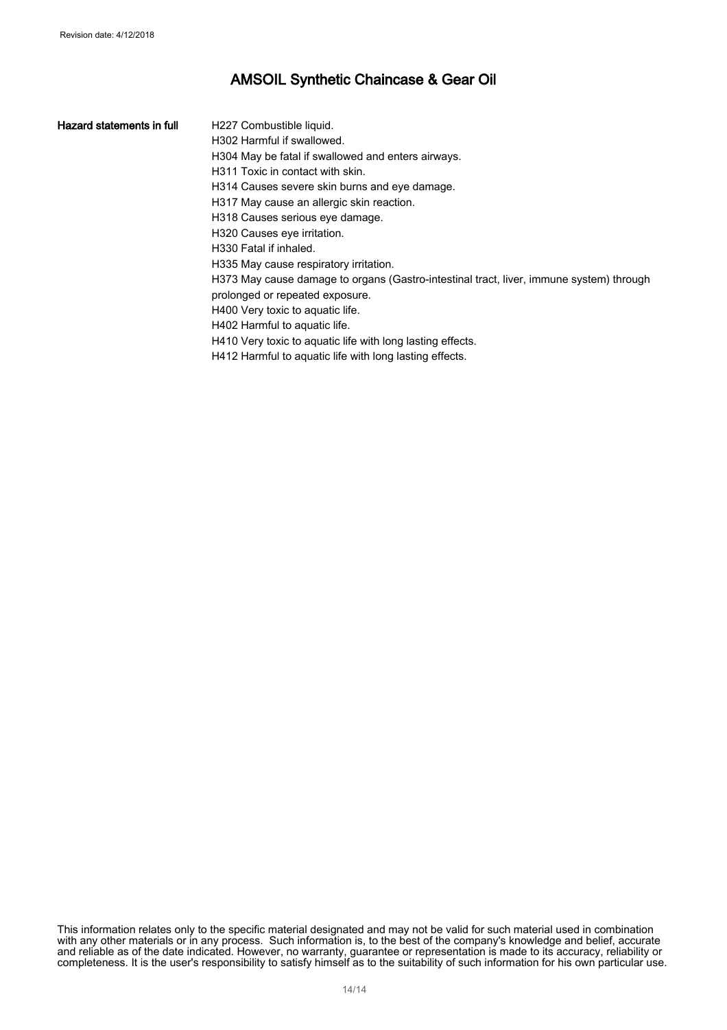**Hazard statements in full**

H227 Combustible liquid.
H302 Harmful if swallowed.
H304 May be fatal if swallowed and enters airways.
H311 Toxic in contact with skin.
H314 Causes severe skin burns and eye damage.
H317 May cause an allergic skin reaction.
H318 Causes serious eye damage.
H320 Causes eye irritation.
H330 Fatal if inhaled.
H335 May cause respiratory irritation.
H373 May cause damage to organs (Gastro-intestinal tract, liver, immune system) through prolonged or repeated exposure.
H400 Very toxic to aquatic life.
H402 Harmful to aquatic life.
H410 Very toxic to aquatic life with long lasting effects.
H412 Harmful to aquatic life with long lasting effects.

This information relates only to the specific material designated and may not be valid for such material used in combination with any other materials or in any process. Such information is, to the best of the company's knowledge and belief, accurate and reliable as of the date indicated. However, no warranty, guarantee or representation is made to its accuracy, reliability or completeness. It is the user's responsibility to satisfy himself as to the suitability of such information for his own particular use.